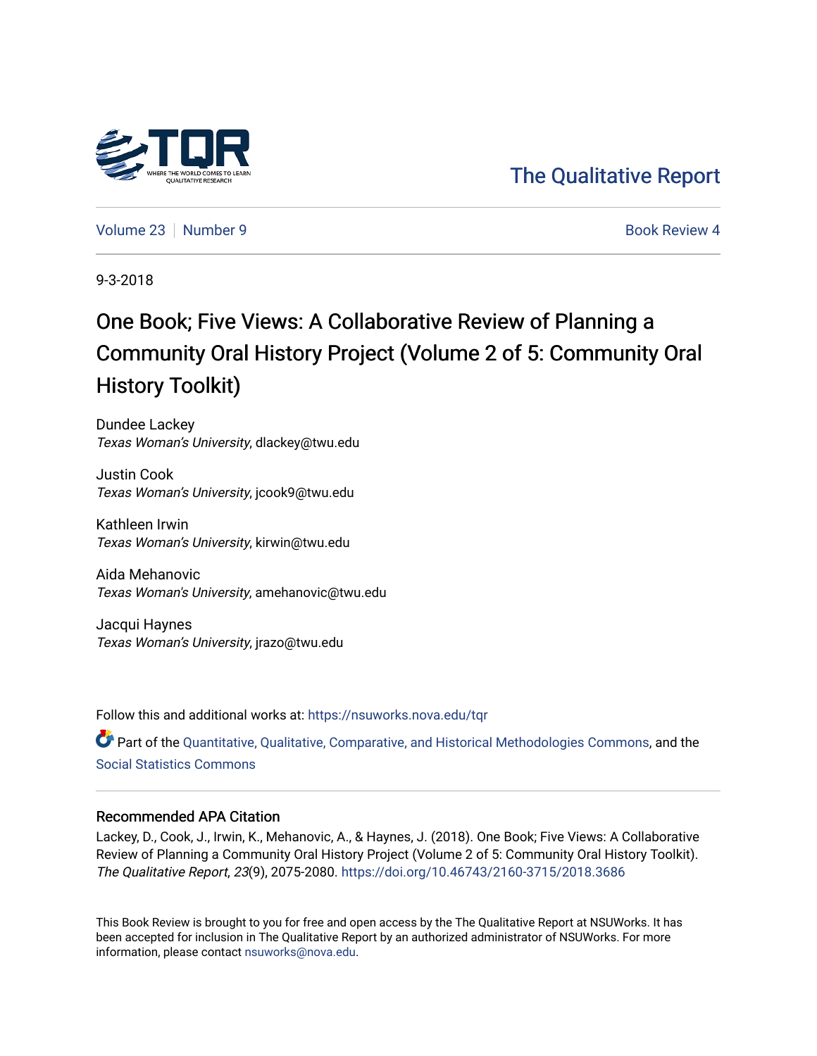The Qualitative Report

Volume 23 | Number 9 | Book Review 4

9-3-2018

# One Book; Five Views: A Collaborative Review of Planning a Community Oral History Project (Volume 2 of 5: Community Oral History Toolkit)

Dundee Lackey
*Texas Woman's University*, dlackey@twu.edu

Justin Cook
*Texas Woman's University*, jcook9@twu.edu

Kathleen Irwin
*Texas Woman's University*, kirwin@twu.edu

Aida Mehanovic
*Texas Woman's University*, amehanovic@twu.edu

Jacqui Haynes
*Texas Woman's University*, jrazo@twu.edu

Follow this and additional works at: https://nsuworks.nova.edu/tqr

Part of the Quantitative, Qualitative, Comparative, and Historical Methodologies Commons, and the Social Statistics Commons

## Recommended APA Citation

Lackey, D., Cook, J., Irwin, K., Mehanovic, A., & Haynes, J. (2018). One Book; Five Views: A Collaborative Review of Planning a Community Oral History Project (Volume 2 of 5: Community Oral History Toolkit). *The Qualitative Report*, *23*(9), 2075-2080. https://doi.org/10.46743/2160-3715/2018.3686

This Book Review is brought to you for free and open access by the The Qualitative Report at NSUWorks. It has been accepted for inclusion in The Qualitative Report by an authorized administrator of NSUWorks. For more information, please contact nsuworks@nova.edu.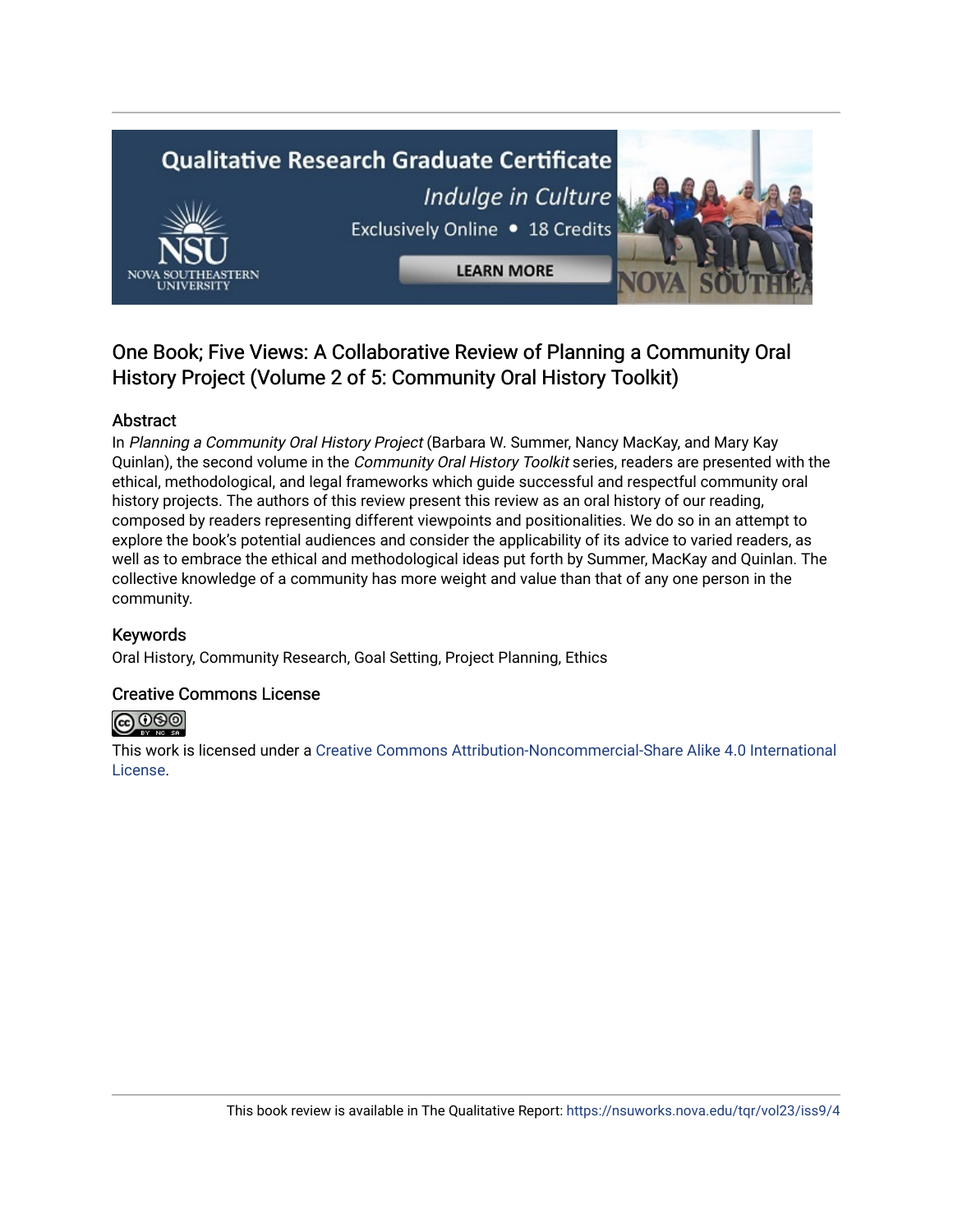## One Book; Five Views: A Collaborative Review of Planning a Community Oral History Project (Volume 2 of 5: Community Oral History Toolkit)

### Abstract

In *Planning a Community Oral History Project* (Barbara W. Summer, Nancy MacKay, and Mary Kay Quinlan), the second volume in the *Community Oral History Toolkit* series, readers are presented with the ethical, methodological, and legal frameworks which guide successful and respectful community oral history projects. The authors of this review present this review as an oral history of our reading, composed by readers representing different viewpoints and positionalities. We do so in an attempt to explore the book's potential audiences and consider the applicability of its advice to varied readers, as well as to embrace the ethical and methodological ideas put forth by Summer, MacKay and Quinlan. The collective knowledge of a community has more weight and value than that of any one person in the community.

### Keywords

Oral History, Community Research, Goal Setting, Project Planning, Ethics

### Creative Commons License

This work is licensed under a Creative Commons Attribution-Noncommercial-Share Alike 4.0 International License.

This book review is available in The Qualitative Report: https://nsuworks.nova.edu/tqr/vol23/iss9/4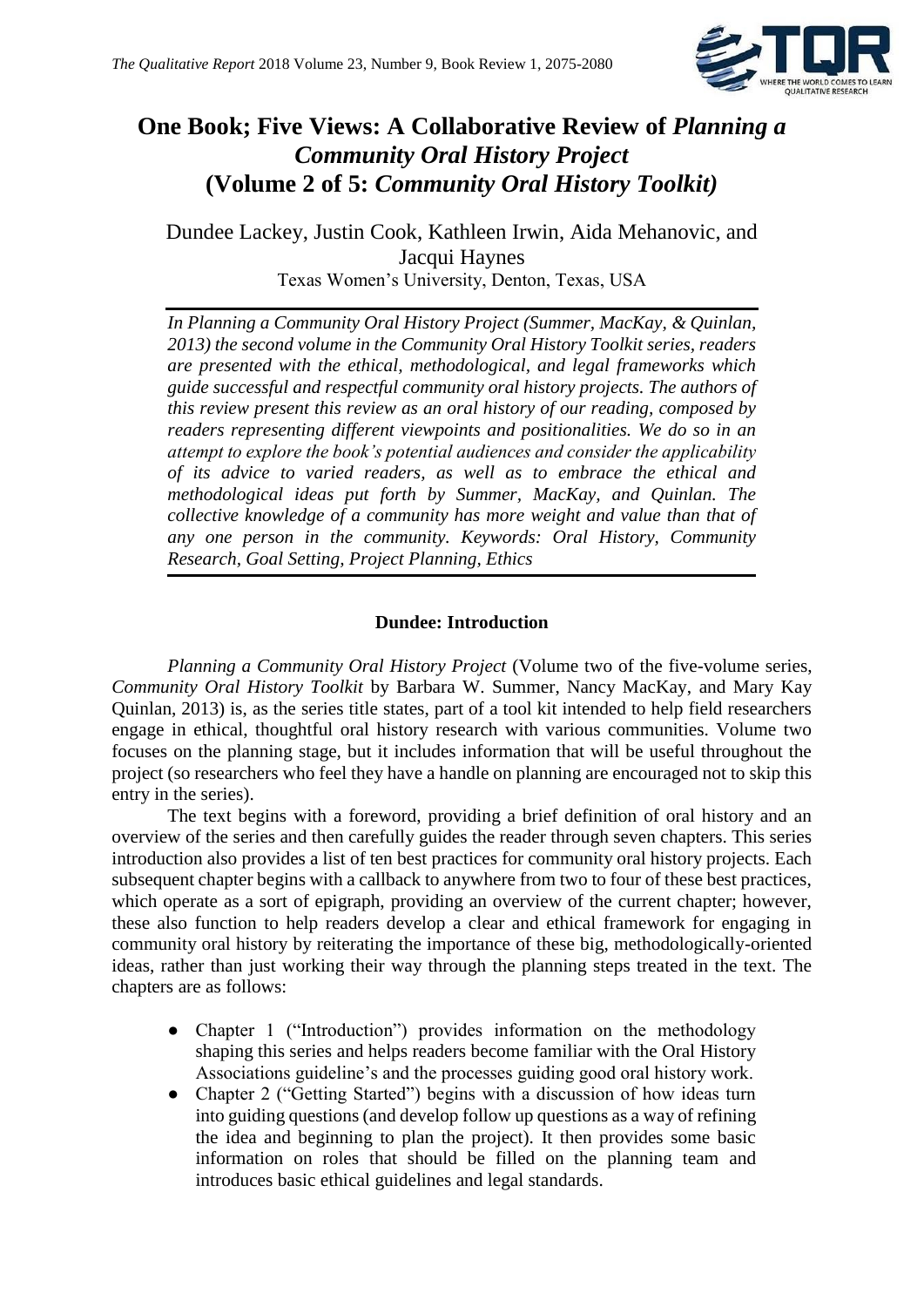# One Book; Five Views: A Collaborative Review of *Planning a Community Oral History Project* (Volume 2 of 5: *Community Oral History Toolkit)*

Dundee Lackey, Justin Cook, Kathleen Irwin, Aida Mehanovic, and Jacqui Haynes
Texas Women's University, Denton, Texas, USA

*In Planning a Community Oral History Project (Summer, MacKay, & Quinlan, 2013) the second volume in the Community Oral History Toolkit series, readers are presented with the ethical, methodological, and legal frameworks which guide successful and respectful community oral history projects. The authors of this review present this review as an oral history of our reading, composed by readers representing different viewpoints and positionalities. We do so in an attempt to explore the book's potential audiences and consider the applicability of its advice to varied readers, as well as to embrace the ethical and methodological ideas put forth by Summer, MacKay, and Quinlan. The collective knowledge of a community has more weight and value than that of any one person in the community. Keywords: Oral History, Community Research, Goal Setting, Project Planning, Ethics*

### Dundee: Introduction

*Planning a Community Oral History Project* (Volume two of the five-volume series, *Community Oral History Toolkit* by Barbara W. Summer, Nancy MacKay, and Mary Kay Quinlan, 2013) is, as the series title states, part of a tool kit intended to help field researchers engage in ethical, thoughtful oral history research with various communities. Volume two focuses on the planning stage, but it includes information that will be useful throughout the project (so researchers who feel they have a handle on planning are encouraged not to skip this entry in the series).

The text begins with a foreword, providing a brief definition of oral history and an overview of the series and then carefully guides the reader through seven chapters. This series introduction also provides a list of ten best practices for community oral history projects. Each subsequent chapter begins with a callback to anywhere from two to four of these best practices, which operate as a sort of epigraph, providing an overview of the current chapter; however, these also function to help readers develop a clear and ethical framework for engaging in community oral history by reiterating the importance of these big, methodologically-oriented ideas, rather than just working their way through the planning steps treated in the text. The chapters are as follows:

- Chapter 1 ("Introduction") provides information on the methodology shaping this series and helps readers become familiar with the Oral History Associations guideline's and the processes guiding good oral history work.
- Chapter 2 ("Getting Started") begins with a discussion of how ideas turn into guiding questions (and develop follow up questions as a way of refining the idea and beginning to plan the project). It then provides some basic information on roles that should be filled on the planning team and introduces basic ethical guidelines and legal standards.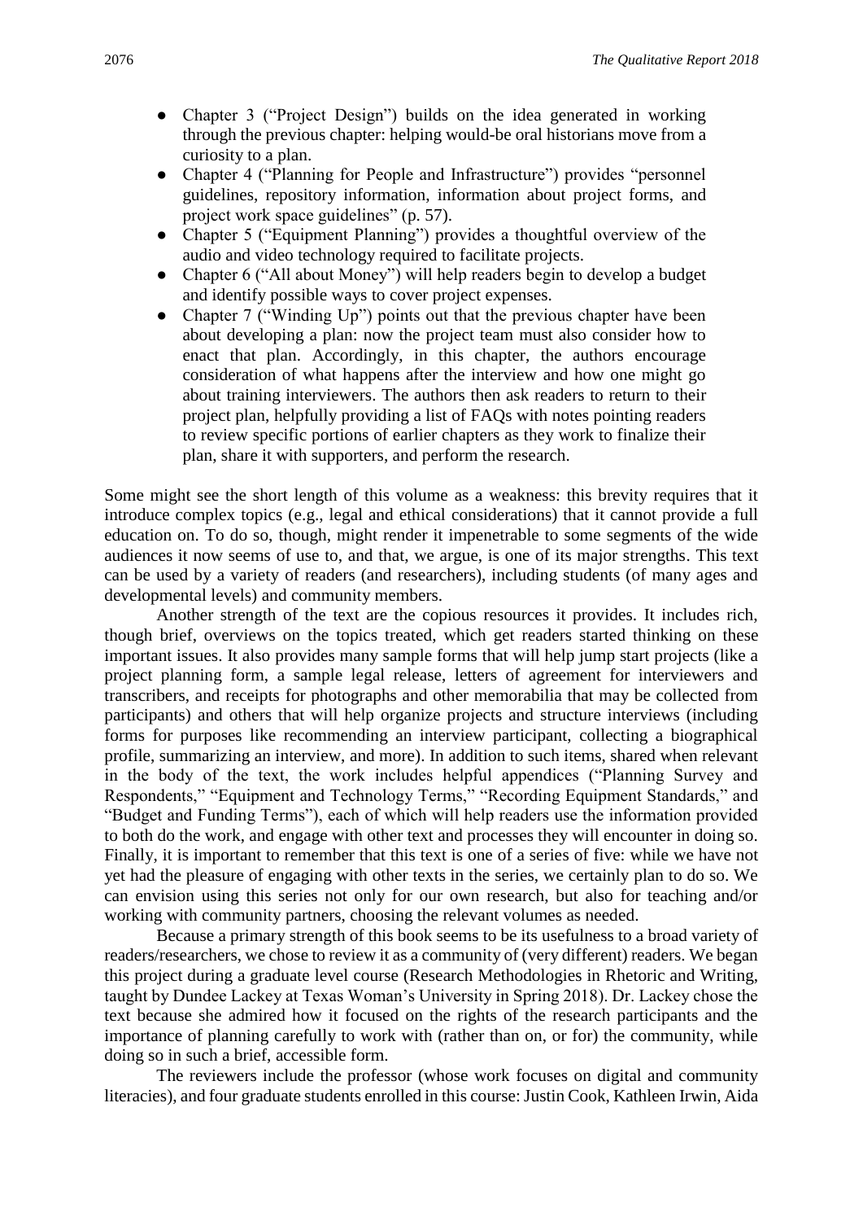- Chapter 3 ("Project Design") builds on the idea generated in working through the previous chapter: helping would-be oral historians move from a curiosity to a plan.
- Chapter 4 ("Planning for People and Infrastructure") provides "personnel guidelines, repository information, information about project forms, and project work space guidelines" (p. 57).
- Chapter 5 ("Equipment Planning") provides a thoughtful overview of the audio and video technology required to facilitate projects.
- Chapter 6 ("All about Money") will help readers begin to develop a budget and identify possible ways to cover project expenses.
- Chapter 7 ("Winding Up") points out that the previous chapter have been about developing a plan: now the project team must also consider how to enact that plan. Accordingly, in this chapter, the authors encourage consideration of what happens after the interview and how one might go about training interviewers. The authors then ask readers to return to their project plan, helpfully providing a list of FAQs with notes pointing readers to review specific portions of earlier chapters as they work to finalize their plan, share it with supporters, and perform the research.

Some might see the short length of this volume as a weakness: this brevity requires that it introduce complex topics (e.g., legal and ethical considerations) that it cannot provide a full education on. To do so, though, might render it impenetrable to some segments of the wide audiences it now seems of use to, and that, we argue, is one of its major strengths. This text can be used by a variety of readers (and researchers), including students (of many ages and developmental levels) and community members.

Another strength of the text are the copious resources it provides. It includes rich, though brief, overviews on the topics treated, which get readers started thinking on these important issues. It also provides many sample forms that will help jump start projects (like a project planning form, a sample legal release, letters of agreement for interviewers and transcribers, and receipts for photographs and other memorabilia that may be collected from participants) and others that will help organize projects and structure interviews (including forms for purposes like recommending an interview participant, collecting a biographical profile, summarizing an interview, and more). In addition to such items, shared when relevant in the body of the text, the work includes helpful appendices ("Planning Survey and Respondents," "Equipment and Technology Terms," "Recording Equipment Standards," and "Budget and Funding Terms"), each of which will help readers use the information provided to both do the work, and engage with other text and processes they will encounter in doing so. Finally, it is important to remember that this text is one of a series of five: while we have not yet had the pleasure of engaging with other texts in the series, we certainly plan to do so. We can envision using this series not only for our own research, but also for teaching and/or working with community partners, choosing the relevant volumes as needed.

Because a primary strength of this book seems to be its usefulness to a broad variety of readers/researchers, we chose to review it as a community of (very different) readers. We began this project during a graduate level course (Research Methodologies in Rhetoric and Writing, taught by Dundee Lackey at Texas Woman's University in Spring 2018). Dr. Lackey chose the text because she admired how it focused on the rights of the research participants and the importance of planning carefully to work with (rather than on, or for) the community, while doing so in such a brief, accessible form.

The reviewers include the professor (whose work focuses on digital and community literacies), and four graduate students enrolled in this course: Justin Cook, Kathleen Irwin, Aida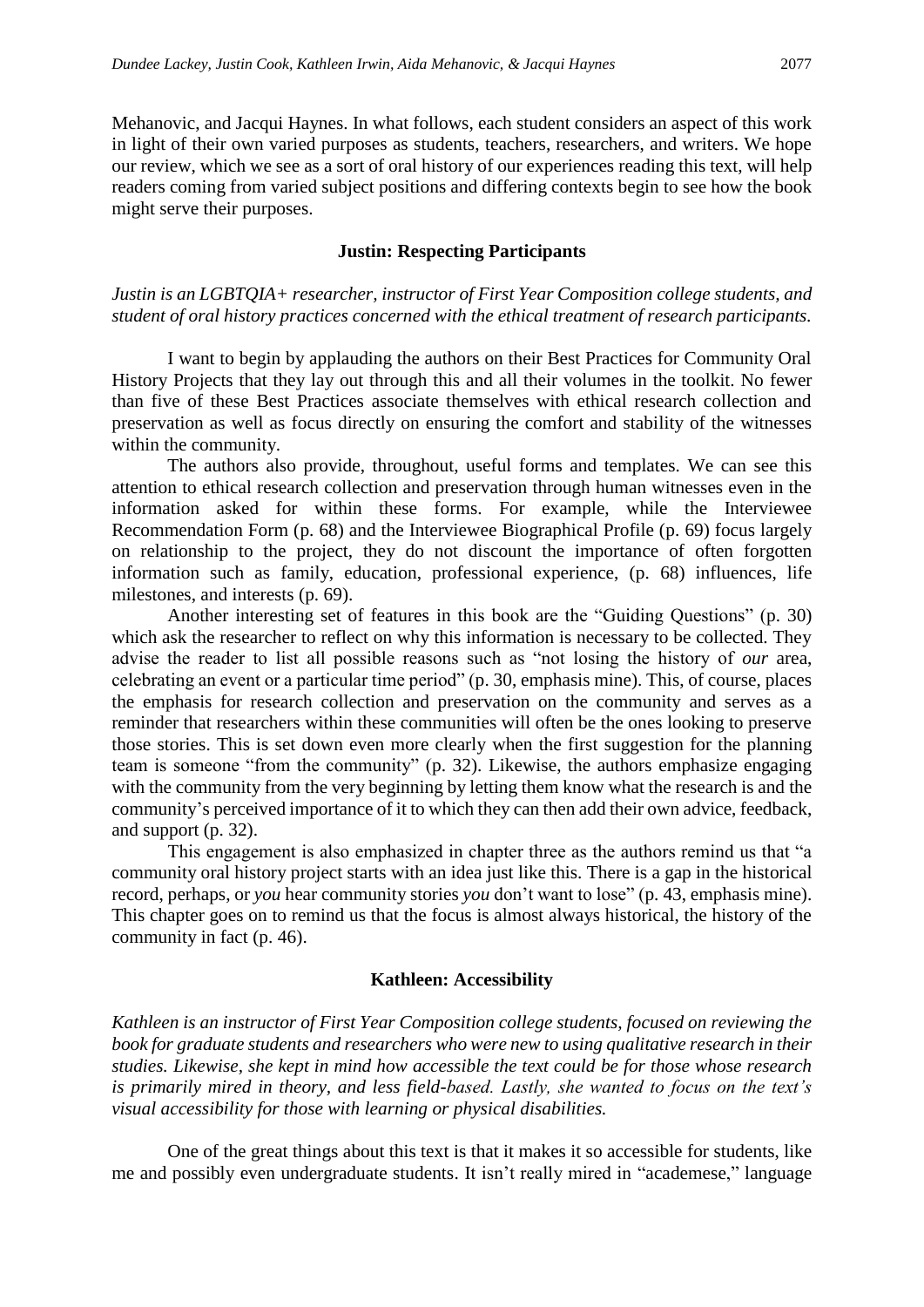Mehanovic, and Jacqui Haynes. In what follows, each student considers an aspect of this work in light of their own varied purposes as students, teachers, researchers, and writers. We hope our review, which we see as a sort of oral history of our experiences reading this text, will help readers coming from varied subject positions and differing contexts begin to see how the book might serve their purposes.

### Justin: Respecting Participants

*Justin is an LGBTQIA+ researcher, instructor of First Year Composition college students, and student of oral history practices concerned with the ethical treatment of research participants.*

I want to begin by applauding the authors on their Best Practices for Community Oral History Projects that they lay out through this and all their volumes in the toolkit. No fewer than five of these Best Practices associate themselves with ethical research collection and preservation as well as focus directly on ensuring the comfort and stability of the witnesses within the community.

The authors also provide, throughout, useful forms and templates. We can see this attention to ethical research collection and preservation through human witnesses even in the information asked for within these forms. For example, while the Interviewee Recommendation Form (p. 68) and the Interviewee Biographical Profile (p. 69) focus largely on relationship to the project, they do not discount the importance of often forgotten information such as family, education, professional experience, (p. 68) influences, life milestones, and interests (p. 69).

Another interesting set of features in this book are the "Guiding Questions" (p. 30) which ask the researcher to reflect on why this information is necessary to be collected. They advise the reader to list all possible reasons such as "not losing the history of *our* area, celebrating an event or a particular time period" (p. 30, emphasis mine). This, of course, places the emphasis for research collection and preservation on the community and serves as a reminder that researchers within these communities will often be the ones looking to preserve those stories. This is set down even more clearly when the first suggestion for the planning team is someone "from the community" (p. 32). Likewise, the authors emphasize engaging with the community from the very beginning by letting them know what the research is and the community's perceived importance of it to which they can then add their own advice, feedback, and support (p. 32).

This engagement is also emphasized in chapter three as the authors remind us that "a community oral history project starts with an idea just like this. There is a gap in the historical record, perhaps, or *you* hear community stories *you* don't want to lose" (p. 43, emphasis mine). This chapter goes on to remind us that the focus is almost always historical, the history of the community in fact (p. 46).

### Kathleen: Accessibility

*Kathleen is an instructor of First Year Composition college students, focused on reviewing the book for graduate students and researchers who were new to using qualitative research in their studies. Likewise, she kept in mind how accessible the text could be for those whose research is primarily mired in theory, and less field-based. Lastly, she wanted to focus on the text's visual accessibility for those with learning or physical disabilities.*

One of the great things about this text is that it makes it so accessible for students, like me and possibly even undergraduate students. It isn't really mired in "academese," language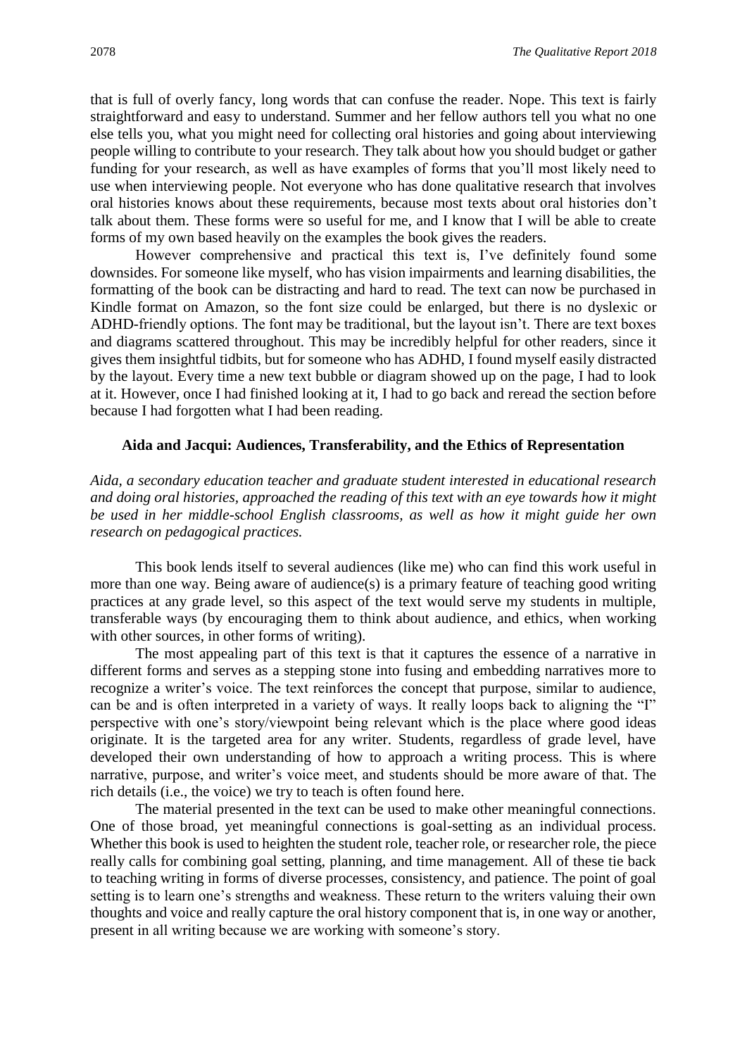that is full of overly fancy, long words that can confuse the reader. Nope. This text is fairly straightforward and easy to understand. Summer and her fellow authors tell you what no one else tells you, what you might need for collecting oral histories and going about interviewing people willing to contribute to your research. They talk about how you should budget or gather funding for your research, as well as have examples of forms that you'll most likely need to use when interviewing people. Not everyone who has done qualitative research that involves oral histories knows about these requirements, because most texts about oral histories don't talk about them. These forms were so useful for me, and I know that I will be able to create forms of my own based heavily on the examples the book gives the readers.

However comprehensive and practical this text is, I've definitely found some downsides. For someone like myself, who has vision impairments and learning disabilities, the formatting of the book can be distracting and hard to read. The text can now be purchased in Kindle format on Amazon, so the font size could be enlarged, but there is no dyslexic or ADHD-friendly options. The font may be traditional, but the layout isn't. There are text boxes and diagrams scattered throughout. This may be incredibly helpful for other readers, since it gives them insightful tidbits, but for someone who has ADHD, I found myself easily distracted by the layout. Every time a new text bubble or diagram showed up on the page, I had to look at it. However, once I had finished looking at it, I had to go back and reread the section before because I had forgotten what I had been reading.

### Aida and Jacqui: Audiences, Transferability, and the Ethics of Representation

*Aida, a secondary education teacher and graduate student interested in educational research and doing oral histories, approached the reading of this text with an eye towards how it might be used in her middle-school English classrooms, as well as how it might guide her own research on pedagogical practices.*

This book lends itself to several audiences (like me) who can find this work useful in more than one way. Being aware of audience(s) is a primary feature of teaching good writing practices at any grade level, so this aspect of the text would serve my students in multiple, transferable ways (by encouraging them to think about audience, and ethics, when working with other sources, in other forms of writing).

The most appealing part of this text is that it captures the essence of a narrative in different forms and serves as a stepping stone into fusing and embedding narratives more to recognize a writer's voice. The text reinforces the concept that purpose, similar to audience, can be and is often interpreted in a variety of ways. It really loops back to aligning the "I" perspective with one's story/viewpoint being relevant which is the place where good ideas originate. It is the targeted area for any writer. Students, regardless of grade level, have developed their own understanding of how to approach a writing process. This is where narrative, purpose, and writer's voice meet, and students should be more aware of that. The rich details (i.e., the voice) we try to teach is often found here.

The material presented in the text can be used to make other meaningful connections. One of those broad, yet meaningful connections is goal-setting as an individual process. Whether this book is used to heighten the student role, teacher role, or researcher role, the piece really calls for combining goal setting, planning, and time management. All of these tie back to teaching writing in forms of diverse processes, consistency, and patience. The point of goal setting is to learn one's strengths and weakness. These return to the writers valuing their own thoughts and voice and really capture the oral history component that is, in one way or another, present in all writing because we are working with someone's story.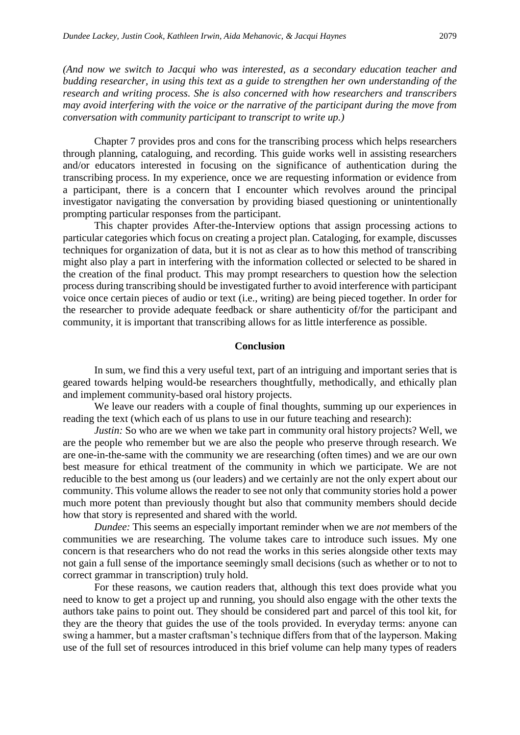*(And now we switch to Jacqui who was interested, as a secondary education teacher and budding researcher, in using this text as a guide to strengthen her own understanding of the research and writing process. She is also concerned with how researchers and transcribers may avoid interfering with the voice or the narrative of the participant during the move from conversation with community participant to transcript to write up.)*

Chapter 7 provides pros and cons for the transcribing process which helps researchers through planning, cataloguing, and recording. This guide works well in assisting researchers and/or educators interested in focusing on the significance of authentication during the transcribing process. In my experience, once we are requesting information or evidence from a participant, there is a concern that I encounter which revolves around the principal investigator navigating the conversation by providing biased questioning or unintentionally prompting particular responses from the participant.

This chapter provides After-the-Interview options that assign processing actions to particular categories which focus on creating a project plan. Cataloging, for example, discusses techniques for organization of data, but it is not as clear as to how this method of transcribing might also play a part in interfering with the information collected or selected to be shared in the creation of the final product. This may prompt researchers to question how the selection process during transcribing should be investigated further to avoid interference with participant voice once certain pieces of audio or text (i.e., writing) are being pieced together. In order for the researcher to provide adequate feedback or share authenticity of/for the participant and community, it is important that transcribing allows for as little interference as possible.

## Conclusion

In sum, we find this a very useful text, part of an intriguing and important series that is geared towards helping would-be researchers thoughtfully, methodically, and ethically plan and implement community-based oral history projects.

We leave our readers with a couple of final thoughts, summing up our experiences in reading the text (which each of us plans to use in our future teaching and research):

*Justin:* So who are we when we take part in community oral history projects? Well, we are the people who remember but we are also the people who preserve through research. We are one-in-the-same with the community we are researching (often times) and we are our own best measure for ethical treatment of the community in which we participate. We are not reducible to the best among us (our leaders) and we certainly are not the only expert about our community. This volume allows the reader to see not only that community stories hold a power much more potent than previously thought but also that community members should decide how that story is represented and shared with the world.

*Dundee:* This seems an especially important reminder when we are *not* members of the communities we are researching. The volume takes care to introduce such issues. My one concern is that researchers who do not read the works in this series alongside other texts may not gain a full sense of the importance seemingly small decisions (such as whether or not to correct grammar in transcription) truly hold.

For these reasons, we caution readers that, although this text does provide what you need to know to get a project up and running, you should also engage with the other texts the authors take pains to point out. They should be considered part and parcel of this tool kit, for they are the theory that guides the use of the tools provided. In everyday terms: anyone can swing a hammer, but a master craftsman's technique differs from that of the layperson. Making use of the full set of resources introduced in this brief volume can help many types of readers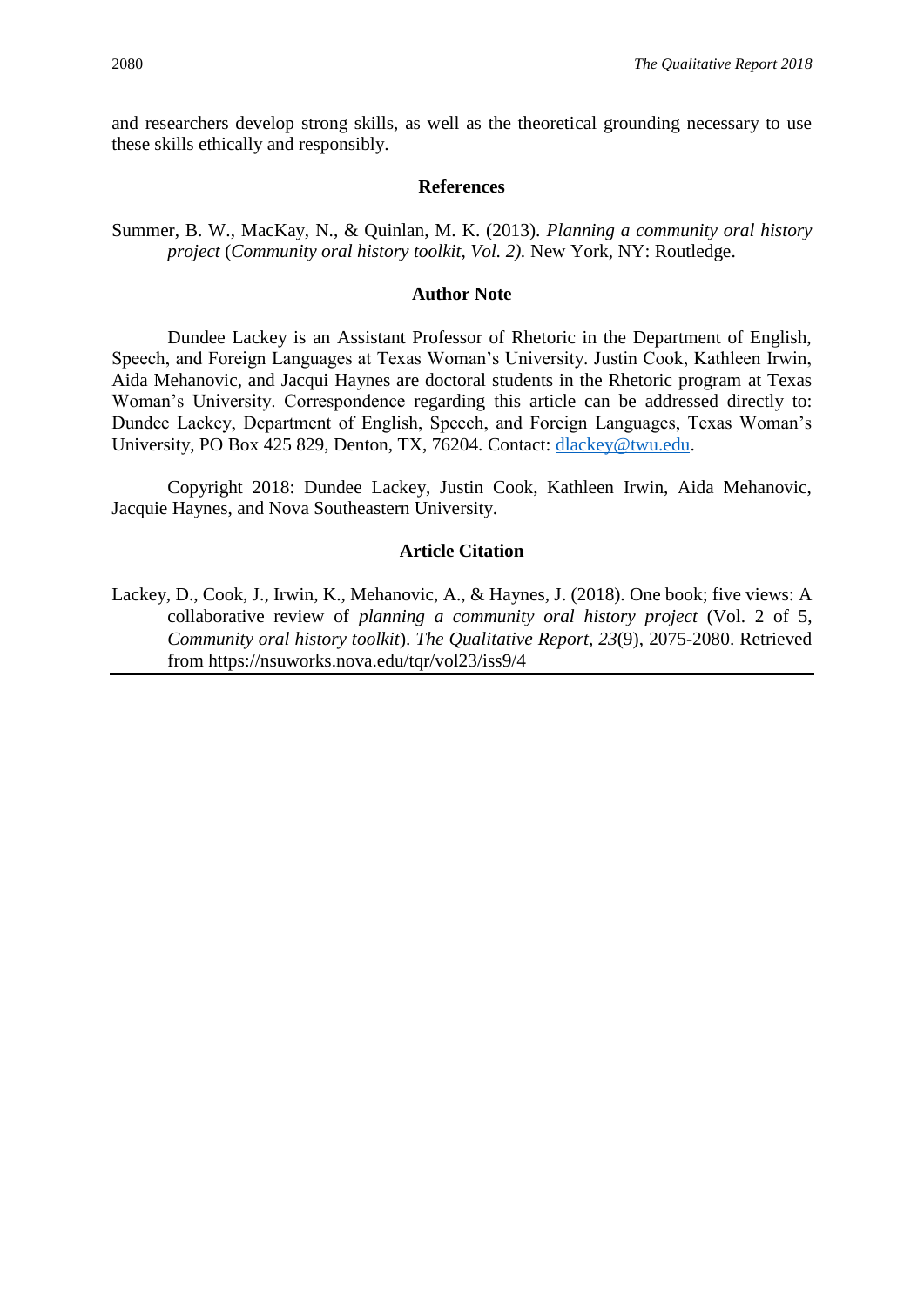and researchers develop strong skills, as well as the theoretical grounding necessary to use these skills ethically and responsibly.

## References

Summer, B. W., MacKay, N., & Quinlan, M. K. (2013). *Planning a community oral history project* (*Community oral history toolkit, Vol. 2).* New York, NY: Routledge.

## Author Note

Dundee Lackey is an Assistant Professor of Rhetoric in the Department of English, Speech, and Foreign Languages at Texas Woman's University. Justin Cook, Kathleen Irwin, Aida Mehanovic, and Jacqui Haynes are doctoral students in the Rhetoric program at Texas Woman's University. Correspondence regarding this article can be addressed directly to: Dundee Lackey, Department of English, Speech, and Foreign Languages, Texas Woman's University, PO Box 425 829, Denton, TX, 76204. Contact: dlackey@twu.edu.

Copyright 2018: Dundee Lackey, Justin Cook, Kathleen Irwin, Aida Mehanovic, Jacquie Haynes, and Nova Southeastern University.

## Article Citation

Lackey, D., Cook, J., Irwin, K., Mehanovic, A., & Haynes, J. (2018). One book; five views: A collaborative review of *planning a community oral history project* (Vol. 2 of 5, *Community oral history toolkit*). *The Qualitative Report*, *23*(9), 2075-2080. Retrieved from https://nsuworks.nova.edu/tqr/vol23/iss9/4